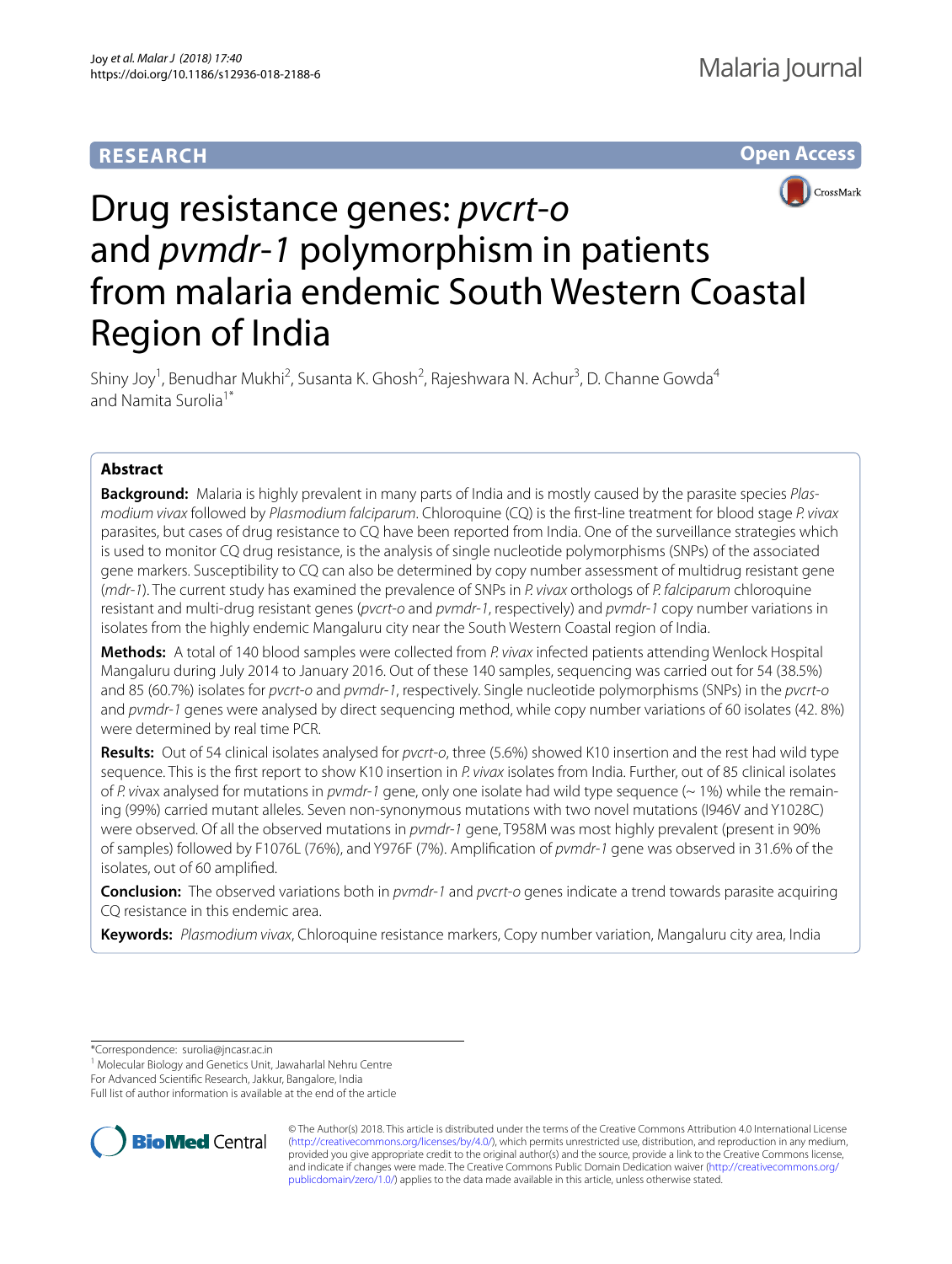**RESEARCH** **Open Access**

# Drug resistance genes: *pvcrt-o* and *pvmdr-1* polymorphism in patients from malaria endemic South Western Coastal Region of India

Shiny Joy[1], Benudhar Mukhi[2], Susanta K. Ghosh[2], Rajeshwara N. Achur[3], D. Channe Gowda[4] and Namita Surolia[1*]

## Abstract

**Background:** Malaria is highly prevalent in many parts of India and is mostly caused by the parasite species *Plasmodium vivax* followed by *Plasmodium falciparum*. Chloroquine (CQ) is the first-line treatment for blood stage *P. vivax* parasites, but cases of drug resistance to CQ have been reported from India. One of the surveillance strategies which is used to monitor CQ drug resistance, is the analysis of single nucleotide polymorphisms (SNPs) of the associated gene markers. Susceptibility to CQ can also be determined by copy number assessment of multidrug resistant gene (*mdr-1*). The current study has examined the prevalence of SNPs in *P. vivax* orthologs of *P. falciparum* chloroquine resistant and multi-drug resistant genes (*pvcrt-o* and *pvmdr-1*, respectively) and *pvmdr-1* copy number variations in isolates from the highly endemic Mangaluru city near the South Western Coastal region of India.

**Methods:** A total of 140 blood samples were collected from *P. vivax* infected patients attending Wenlock Hospital Mangaluru during July 2014 to January 2016. Out of these 140 samples, sequencing was carried out for 54 (38.5%) and 85 (60.7%) isolates for *pvcrt-o* and *pvmdr-1*, respectively. Single nucleotide polymorphisms (SNPs) in the *pvcrt-o* and *pvmdr-1* genes were analysed by direct sequencing method, while copy number variations of 60 isolates (42. 8%) were determined by real time PCR.

**Results:** Out of 54 clinical isolates analysed for *pvcrt-o*, three (5.6%) showed K10 insertion and the rest had wild type sequence. This is the first report to show K10 insertion in *P. vivax* isolates from India. Further, out of 85 clinical isolates of *P. vivax* analysed for mutations in *pvmdr-1* gene, only one isolate had wild type sequence (~ 1%) while the remaining (99%) carried mutant alleles. Seven non-synonymous mutations with two novel mutations (I946V and Y1028C) were observed. Of all the observed mutations in *pvmdr-1* gene, T958M was most highly prevalent (present in 90% of samples) followed by F1076L (76%), and Y976F (7%). Amplification of *pvmdr-1* gene was observed in 31.6% of the isolates, out of 60 amplified.

**Conclusion:** The observed variations both in *pvmdr-1* and *pvcrt-o* genes indicate a trend towards parasite acquiring CQ resistance in this endemic area.

**Keywords:** *Plasmodium vivax*, Chloroquine resistance markers, Copy number variation, Mangaluru city area, India

*Correspondence: surolia@jncasr.ac.in
[1] Molecular Biology and Genetics Unit, Jawaharlal Nehru Centre For Advanced Scientific Research, Jakkur, Bangalore, India
Full list of author information is available at the end of the article

© The Author(s) 2018. This article is distributed under the terms of the Creative Commons Attribution 4.0 International License (http://creativecommons.org/licenses/by/4.0/), which permits unrestricted use, distribution, and reproduction in any medium, provided you give appropriate credit to the original author(s) and the source, provide a link to the Creative Commons license, and indicate if changes were made. The Creative Commons Public Domain Dedication waiver (http://creativecommons.org/publicdomain/zero/1.0/) applies to the data made available in this article, unless otherwise stated.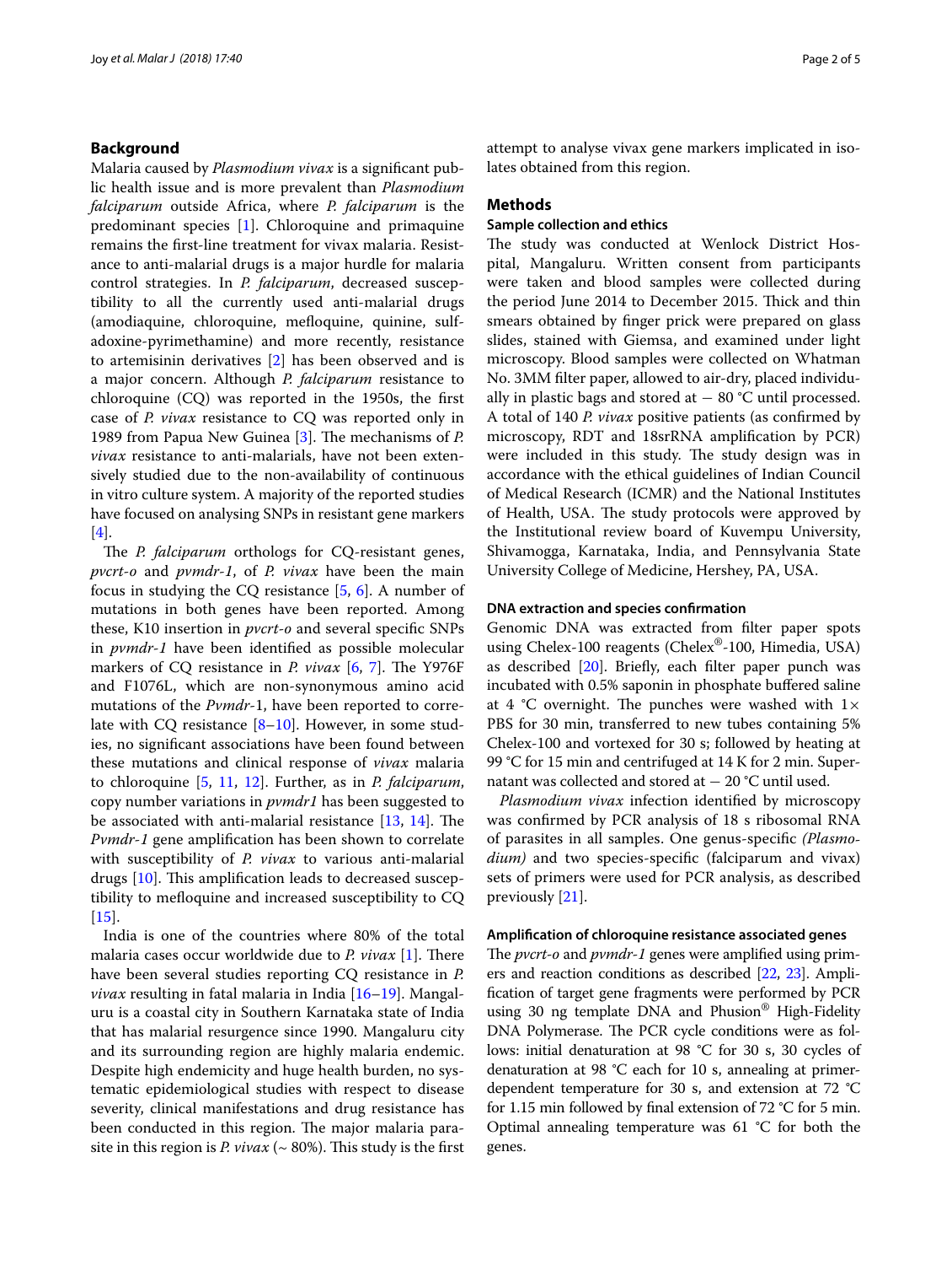## Background

Malaria caused by *Plasmodium vivax* is a significant public health issue and is more prevalent than *Plasmodium falciparum* outside Africa, where *P. falciparum* is the predominant species [1]. Chloroquine and primaquine remains the first-line treatment for vivax malaria. Resistance to anti-malarial drugs is a major hurdle for malaria control strategies. In *P. falciparum*, decreased susceptibility to all the currently used anti-malarial drugs (amodiaquine, chloroquine, mefloquine, quinine, sulfadoxine-pyrimethamine) and more recently, resistance to artemisinin derivatives [2] has been observed and is a major concern. Although *P. falciparum* resistance to chloroquine (CQ) was reported in the 1950s, the first case of *P. vivax* resistance to CQ was reported only in 1989 from Papua New Guinea [3]. The mechanisms of *P. vivax* resistance to anti-malarials, have not been extensively studied due to the non-availability of continuous in vitro culture system. A majority of the reported studies have focused on analysing SNPs in resistant gene markers [4].

The *P. falciparum* orthologs for CQ-resistant genes, *pvcrt-o* and *pvmdr-1*, of *P. vivax* have been the main focus in studying the CQ resistance [5, 6]. A number of mutations in both genes have been reported. Among these, K10 insertion in *pvcrt-o* and several specific SNPs in *pvmdr-1* have been identified as possible molecular markers of CQ resistance in *P. vivax* [6, 7]. The Y976F and F1076L, which are non-synonymous amino acid mutations of the *Pvmdr*-1, have been reported to correlate with CQ resistance [8–10]. However, in some studies, no significant associations have been found between these mutations and clinical response of *vivax* malaria to chloroquine [5, 11, 12]. Further, as in *P. falciparum*, copy number variations in *pvmdr1* has been suggested to be associated with anti-malarial resistance [13, 14]. The *Pvmdr-1* gene amplification has been shown to correlate with susceptibility of *P. vivax* to various anti-malarial drugs [10]. This amplification leads to decreased susceptibility to mefloquine and increased susceptibility to CQ [15].

India is one of the countries where 80% of the total malaria cases occur worldwide due to *P. vivax* [1]. There have been several studies reporting CQ resistance in *P. vivax* resulting in fatal malaria in India [16–19]. Mangaluru is a coastal city in Southern Karnataka state of India that has malarial resurgence since 1990. Mangaluru city and its surrounding region are highly malaria endemic. Despite high endemicity and huge health burden, no systematic epidemiological studies with respect to disease severity, clinical manifestations and drug resistance has been conducted in this region. The major malaria parasite in this region is *P. vivax* (~ 80%). This study is the first attempt to analyse vivax gene markers implicated in isolates obtained from this region.

## Methods

### Sample collection and ethics

The study was conducted at Wenlock District Hospital, Mangaluru. Written consent from participants were taken and blood samples were collected during the period June 2014 to December 2015. Thick and thin smears obtained by finger prick were prepared on glass slides, stained with Giemsa, and examined under light microscopy. Blood samples were collected on Whatman No. 3MM filter paper, allowed to air-dry, placed individually in plastic bags and stored at − 80 °C until processed. A total of 140 *P. vivax* positive patients (as confirmed by microscopy, RDT and 18srRNA amplification by PCR) were included in this study. The study design was in accordance with the ethical guidelines of Indian Council of Medical Research (ICMR) and the National Institutes of Health, USA. The study protocols were approved by the Institutional review board of Kuvempu University, Shivamogga, Karnataka, India, and Pennsylvania State University College of Medicine, Hershey, PA, USA.

### DNA extraction and species confirmation

Genomic DNA was extracted from filter paper spots using Chelex-100 reagents (Chelex®-100, Himedia, USA) as described [20]. Briefly, each filter paper punch was incubated with 0.5% saponin in phosphate buffered saline at 4 °C overnight. The punches were washed with 1× PBS for 30 min, transferred to new tubes containing 5% Chelex-100 and vortexed for 30 s; followed by heating at 99 °C for 15 min and centrifuged at 14 K for 2 min. Supernatant was collected and stored at − 20 °C until used.

*Plasmodium vivax* infection identified by microscopy was confirmed by PCR analysis of 18 s ribosomal RNA of parasites in all samples. One genus-specific *(Plasmodium)* and two species-specific (falciparum and vivax) sets of primers were used for PCR analysis, as described previously [21].

### Amplification of chloroquine resistance associated genes

The *pvcrt-o* and *pvmdr-1* genes were amplified using primers and reaction conditions as described [22, 23]. Amplification of target gene fragments were performed by PCR using 30 ng template DNA and Phusion® High-Fidelity DNA Polymerase. The PCR cycle conditions were as follows: initial denaturation at 98 °C for 30 s, 30 cycles of denaturation at 98 °C each for 10 s, annealing at primer-dependent temperature for 30 s, and extension at 72 °C for 1.15 min followed by final extension of 72 °C for 5 min. Optimal annealing temperature was 61 °C for both the genes.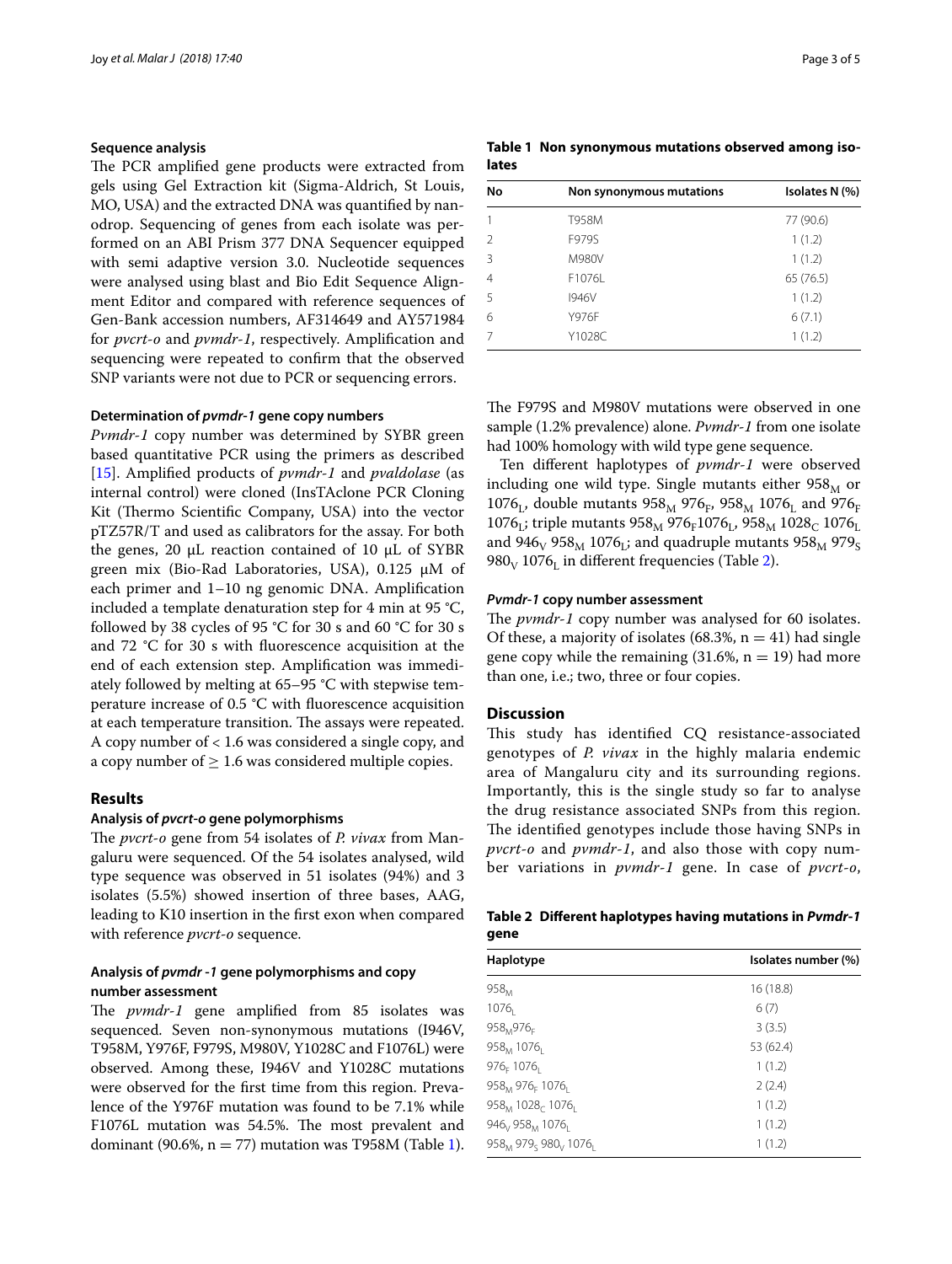### Sequence analysis

The PCR amplified gene products were extracted from gels using Gel Extraction kit (Sigma-Aldrich, St Louis, MO, USA) and the extracted DNA was quantified by nanodrop. Sequencing of genes from each isolate was performed on an ABI Prism 377 DNA Sequencer equipped with semi adaptive version 3.0. Nucleotide sequences were analysed using blast and Bio Edit Sequence Alignment Editor and compared with reference sequences of Gen-Bank accession numbers, AF314649 and AY571984 for *pvcrt-o* and *pvmdr-1*, respectively. Amplification and sequencing were repeated to confirm that the observed SNP variants were not due to PCR or sequencing errors.

### Determination of *pvmdr-1* gene copy numbers

*Pvmdr-1* copy number was determined by SYBR green based quantitative PCR using the primers as described [15]. Amplified products of *pvmdr-1* and *pvaldolase* (as internal control) were cloned (InsTAclone PCR Cloning Kit (Thermo Scientific Company, USA) into the vector pTZ57R/T and used as calibrators for the assay. For both the genes, 20 µL reaction contained of 10 µL of SYBR green mix (Bio-Rad Laboratories, USA), 0.125 µM of each primer and 1–10 ng genomic DNA. Amplification included a template denaturation step for 4 min at 95 °C, followed by 38 cycles of 95 °C for 30 s and 60 °C for 30 s and 72 °C for 30 s with fluorescence acquisition at the end of each extension step. Amplification was immediately followed by melting at 65–95 °C with stepwise temperature increase of 0.5 °C with fluorescence acquisition at each temperature transition. The assays were repeated. A copy number of $< 1.6$ was considered a single copy, and a copy number of $\geq 1.6$ was considered multiple copies.

## Results

### Analysis of *pvcrt-o* gene polymorphisms

The *pvcrt-o* gene from 54 isolates of *P. vivax* from Mangaluru were sequenced. Of the 54 isolates analysed, wild type sequence was observed in 51 isolates (94%) and 3 isolates (5.5%) showed insertion of three bases, AAG, leading to K10 insertion in the first exon when compared with reference *pvcrt-o* sequence.

### Analysis of *pvmdr -1* gene polymorphisms and copy number assessment

The *pvmdr-1* gene amplified from 85 isolates was sequenced. Seven non-synonymous mutations (I946V, T958M, Y976F, F979S, M980V, Y1028C and F1076L) were observed. Among these, I946V and Y1028C mutations were observed for the first time from this region. Prevalence of the Y976F mutation was found to be 7.1% while F1076L mutation was 54.5%. The most prevalent and dominant (90.6%, $n = 77$) mutation was T958M (Table 1).

**Table 1 Non synonymous mutations observed among isolates**

| No | Non synonymous mutations | Isolates N (%) |
| --- | --- | --- |
| 1 | T958M | 77 (90.6) |
| 2 | F979S | 1 (1.2) |
| 3 | M980V | 1 (1.2) |
| 4 | F1076L | 65 (76.5) |
| 5 | I946V | 1 (1.2) |
| 6 | Y976F | 6 (7.1) |
| 7 | Y1028C | 1 (1.2) |

The F979S and M980V mutations were observed in one sample (1.2% prevalence) alone. *Pvmdr-1* from one isolate had 100% homology with wild type gene sequence.

Ten different haplotypes of *pvmdr-1* were observed including one wild type. Single mutants either $958_M$ or $1076_L$, double mutants $958_M$ $976_F$, $958_M$ $1076_L$ and $976_F$ $1076_L$; triple mutants $958_M$ $976_F 1076_L$, $958_M$ $1028_C$ $1076_L$ and $946_V$ $958_M$ $1076_L$; and quadruple mutants $958_M$ $979_S$ $980_V$ $1076_L$ in different frequencies (Table 2).

### *Pvmdr-1* copy number assessment

The *pvmdr-1* copy number was analysed for 60 isolates. Of these, a majority of isolates (68.3%, $n = 41$) had single gene copy while the remaining (31.6%, $n = 19$) had more than one, i.e.; two, three or four copies.

## Discussion

This study has identified CQ resistance-associated genotypes of *P. vivax* in the highly malaria endemic area of Mangaluru city and its surrounding regions. Importantly, this is the single study so far to analyse the drug resistance associated SNPs from this region. The identified genotypes include those having SNPs in *pvcrt-o* and *pvmdr-1*, and also those with copy number variations in *pvmdr-1* gene. In case of *pvcrt-o*,

**Table 2 Different haplotypes having mutations in *Pvmdr-1* gene**

| Haplotype | Isolates number (%) |
| --- | --- |
| $958_M$ | 16 (18.8) |
| $1076_L$ | 6 (7) |
| $958_M 976_F$ | 3 (3.5) |
| $958_M$ $1076_L$ | 53 (62.4) |
| $976_F$ $1076_L$ | 1 (1.2) |
| $958_M$ $976_F$ $1076_L$ | 2 (2.4) |
| $958_M$ $1028_C$ $1076_L$ | 1 (1.2) |
| $946_V$ $958_M$ $1076_L$ | 1 (1.2) |
| $958_M$ $979_S$ $980_V$ $1076_L$ | 1 (1.2) |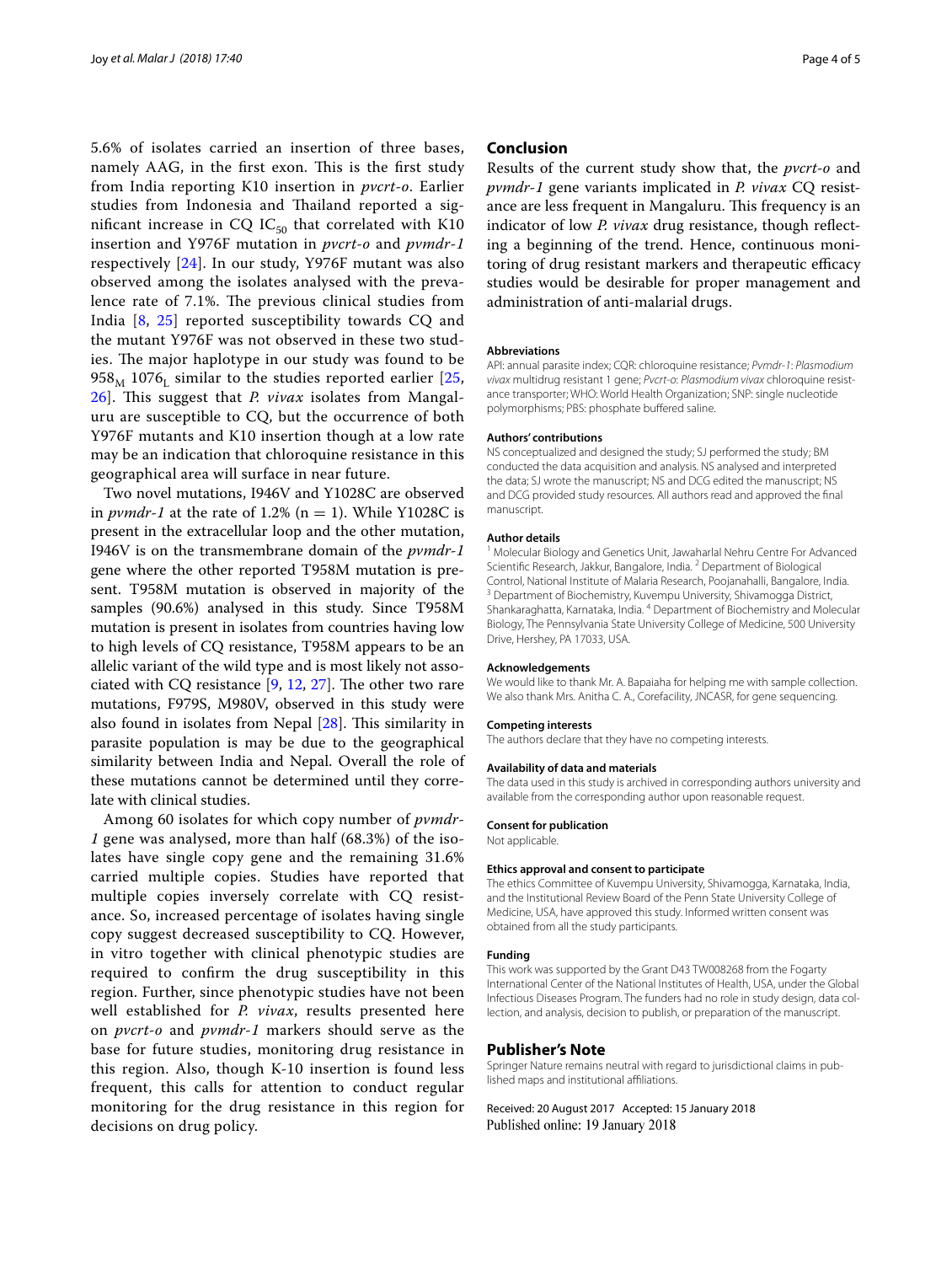5.6% of isolates carried an insertion of three bases, namely AAG, in the first exon. This is the first study from India reporting K10 insertion in *pvcrt-o*. Earlier studies from Indonesia and Thailand reported a significant increase in CQ $IC_{50}$ that correlated with K10 insertion and Y976F mutation in *pvcrt-o* and *pvmdr-1* respectively [24]. In our study, Y976F mutant was also observed among the isolates analysed with the prevalence rate of 7.1%. The previous clinical studies from India [8, 25] reported susceptibility towards CQ and the mutant Y976F was not observed in these two studies. The major haplotype in our study was found to be $958_M$ $1076_L$ similar to the studies reported earlier [25, 26]. This suggest that *P. vivax* isolates from Mangaluru are susceptible to CQ, but the occurrence of both Y976F mutants and K10 insertion though at a low rate may be an indication that chloroquine resistance in this geographical area will surface in near future.

Two novel mutations, I946V and Y1028C are observed in *pvmdr-1* at the rate of 1.2% (n = 1). While Y1028C is present in the extracellular loop and the other mutation, I946V is on the transmembrane domain of the *pvmdr-1* gene where the other reported T958M mutation is present. T958M mutation is observed in majority of the samples (90.6%) analysed in this study. Since T958M mutation is present in isolates from countries having low to high levels of CQ resistance, T958M appears to be an allelic variant of the wild type and is most likely not associated with CQ resistance [9, 12, 27]. The other two rare mutations, F979S, M980V, observed in this study were also found in isolates from Nepal [28]. This similarity in parasite population is may be due to the geographical similarity between India and Nepal. Overall the role of these mutations cannot be determined until they correlate with clinical studies.

Among 60 isolates for which copy number of *pvmdr-1* gene was analysed, more than half (68.3%) of the isolates have single copy gene and the remaining 31.6% carried multiple copies. Studies have reported that multiple copies inversely correlate with CQ resistance. So, increased percentage of isolates having single copy suggest decreased susceptibility to CQ. However, in vitro together with clinical phenotypic studies are required to confirm the drug susceptibility in this region. Further, since phenotypic studies have not been well established for *P. vivax*, results presented here on *pvcrt-o* and *pvmdr-1* markers should serve as the base for future studies, monitoring drug resistance in this region. Also, though K-10 insertion is found less frequent, this calls for attention to conduct regular monitoring for the drug resistance in this region for decisions on drug policy.

## Conclusion

Results of the current study show that, the *pvcrt-o* and *pvmdr-1* gene variants implicated in *P. vivax* CQ resistance are less frequent in Mangaluru. This frequency is an indicator of low *P. vivax* drug resistance, though reflecting a beginning of the trend. Hence, continuous monitoring of drug resistant markers and therapeutic efficacy studies would be desirable for proper management and administration of anti-malarial drugs.

#### Abbreviations

API: annual parasite index; CQR: chloroquine resistance; *Pvmdr-1*: *Plasmodium vivax* multidrug resistant 1 gene; *Pvcrt-o*: *Plasmodium vivax* chloroquine resistance transporter; WHO: World Health Organization; SNP: single nucleotide polymorphisms; PBS: phosphate buffered saline.

#### Authors' contributions

NS conceptualized and designed the study; SJ performed the study; BM conducted the data acquisition and analysis. NS analysed and interpreted the data; SJ wrote the manuscript; NS and DCG edited the manuscript; NS and DCG provided study resources. All authors read and approved the final manuscript.

#### Author details

[1] Molecular Biology and Genetics Unit, Jawaharlal Nehru Centre For Advanced Scientific Research, Jakkur, Bangalore, India. [2] Department of Biological Control, National Institute of Malaria Research, Poojanahalli, Bangalore, India. [3] Department of Biochemistry, Kuvempu University, Shivamogga District, Shankaraghatta, Karnataka, India. [4] Department of Biochemistry and Molecular Biology, The Pennsylvania State University College of Medicine, 500 University Drive, Hershey, PA 17033, USA.

#### Acknowledgements

We would like to thank Mr. A. Bapaiaha for helping me with sample collection. We also thank Mrs. Anitha C. A., Corefacility, JNCASR, for gene sequencing.

#### Competing interests

The authors declare that they have no competing interests.

#### Availability of data and materials

The data used in this study is archived in corresponding authors university and available from the corresponding author upon reasonable request.

#### Consent for publication

Not applicable.

#### Ethics approval and consent to participate

The ethics Committee of Kuvempu University, Shivamogga, Karnataka, India, and the Institutional Review Board of the Penn State University College of Medicine, USA, have approved this study. Informed written consent was obtained from all the study participants.

#### Funding

This work was supported by the Grant D43 TW008268 from the Fogarty International Center of the National Institutes of Health, USA, under the Global Infectious Diseases Program. The funders had no role in study design, data collection, and analysis, decision to publish, or preparation of the manuscript.

## Publisher's Note

Springer Nature remains neutral with regard to jurisdictional claims in published maps and institutional affiliations.

Received: 20 August 2017 Accepted: 15 January 2018
Published online: 19 January 2018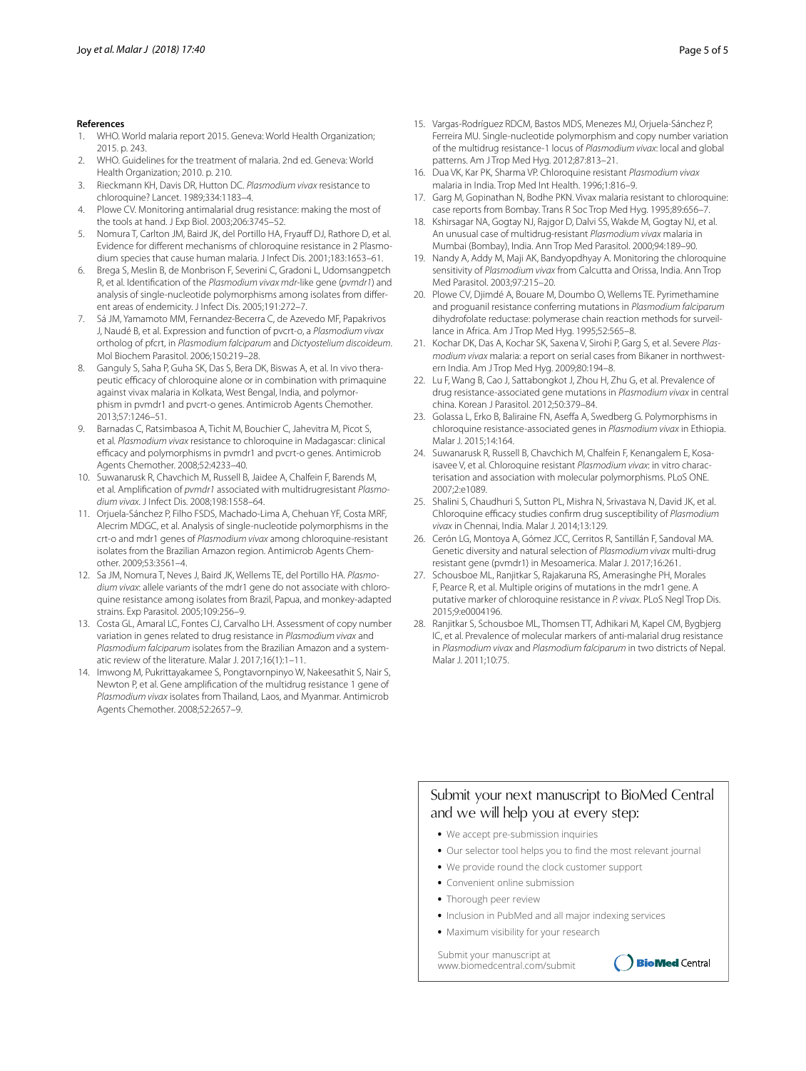## References

1. WHO. World malaria report 2015. Geneva: World Health Organization; 2015. p. 243.
2. WHO. Guidelines for the treatment of malaria. 2nd ed. Geneva: World Health Organization; 2010. p. 210.
3. Rieckmann KH, Davis DR, Hutton DC. *Plasmodium vivax* resistance to chloroquine? Lancet. 1989;334:1183–4.
4. Plowe CV. Monitoring antimalarial drug resistance: making the most of the tools at hand. J Exp Biol. 2003;206:3745–52.
5. Nomura T, Carlton JM, Baird JK, del Portillo HA, Fryauff DJ, Rathore D, et al. Evidence for different mechanisms of chloroquine resistance in 2 Plasmodium species that cause human malaria. J Infect Dis. 2001;183:1653–61.
6. Brega S, Meslin B, de Monbrison F, Severini C, Gradoni L, Udomsangpetch R, et al. Identification of the *Plasmodium vivax mdr*-like gene (*pvmdr1*) and analysis of single-nucleotide polymorphisms among isolates from different areas of endemicity. J Infect Dis. 2005;191:272–7.
7. Sá JM, Yamamoto MM, Fernandez-Becerra C, de Azevedo MF, Papakrivos J, Naudé B, et al. Expression and function of pvcrt-o, a *Plasmodium vivax* ortholog of pfcrt, in *Plasmodium falciparum* and *Dictyostelium discoideum*. Mol Biochem Parasitol. 2006;150:219–28.
8. Ganguly S, Saha P, Guha SK, Das S, Bera DK, Biswas A, et al. In vivo therapeutic efficacy of chloroquine alone or in combination with primaquine against vivax malaria in Kolkata, West Bengal, India, and polymorphism in pvmdr1 and pvcrt-o genes. Antimicrob Agents Chemother. 2013;57:1246–51.
9. Barnadas C, Ratsimbasoa A, Tichit M, Bouchier C, Jahevitra M, Picot S, et al. *Plasmodium vivax* resistance to chloroquine in Madagascar: clinical efficacy and polymorphisms in pvmdr1 and pvcrt-o genes. Antimicrob Agents Chemother. 2008;52:4233–40.
10. Suwanarusk R, Chavchich M, Russell B, Jaidee A, Chalfein F, Barends M, et al. Amplification of *pvmdr1* associated with multidrugresistant *Plasmodium vivax*. J Infect Dis. 2008;198:1558–64.
11. Orjuela-Sánchez P, Filho FSDS, Machado-Lima A, Chehuan YF, Costa MRF, Alecrim MDGC, et al. Analysis of single-nucleotide polymorphisms in the crt-o and mdr1 genes of *Plasmodium vivax* among chloroquine-resistant isolates from the Brazilian Amazon region. Antimicrob Agents Chemother. 2009;53:3561–4.
12. Sa JM, Nomura T, Neves J, Baird JK, Wellems TE, del Portillo HA. *Plasmodium vivax*: allele variants of the mdr1 gene do not associate with chloroquine resistance among isolates from Brazil, Papua, and monkey-adapted strains. Exp Parasitol. 2005;109:256–9.
13. Costa GL, Amaral LC, Fontes CJ, Carvalho LH. Assessment of copy number variation in genes related to drug resistance in *Plasmodium vivax* and *Plasmodium falciparum* isolates from the Brazilian Amazon and a systematic review of the literature. Malar J. 2017;16(1):1–11.
14. Imwong M, Pukrittayakamee S, Pongtavornpinyo W, Nakeesathit S, Nair S, Newton P, et al. Gene amplification of the multidrug resistance 1 gene of *Plasmodium vivax* isolates from Thailand, Laos, and Myanmar. Antimicrob Agents Chemother. 2008;52:2657–9.
15. Vargas-Rodríguez RDCM, Bastos MDS, Menezes MJ, Orjuela-Sánchez P, Ferreira MU. Single-nucleotide polymorphism and copy number variation of the multidrug resistance-1 locus of *Plasmodium vivax*: local and global patterns. Am J Trop Med Hyg. 2012;87:813–21.
16. Dua VK, Kar PK, Sharma VP. Chloroquine resistant *Plasmodium vivax* malaria in India. Trop Med Int Health. 1996;1:816–9.
17. Garg M, Gopinathan N, Bodhe PKN. Vivax malaria resistant to chloroquine: case reports from Bombay. Trans R Soc Trop Med Hyg. 1995;89:656–7.
18. Kshirsagar NA, Gogtay NJ, Rajgor D, Dalvi SS, Wakde M, Gogtay NJ, et al. An unusual case of multidrug-resistant *Plasmodium vivax* malaria in Mumbai (Bombay), India. Ann Trop Med Parasitol. 2000;94:189–90.
19. Nandy A, Addy M, Maji AK, Bandyopdhyay A. Monitoring the chloroquine sensitivity of *Plasmodium vivax* from Calcutta and Orissa, India. Ann Trop Med Parasitol. 2003;97:215–20.
20. Plowe CV, Djimdé A, Bouare M, Doumbo O, Wellems TE. Pyrimethamine and proguanil resistance conferring mutations in *Plasmodium falciparum* dihydrofolate reductase: polymerase chain reaction methods for surveillance in Africa. Am J Trop Med Hyg. 1995;52:565–8.
21. Kochar DK, Das A, Kochar SK, Saxena V, Sirohi P, Garg S, et al. Severe *Plasmodium vivax* malaria: a report on serial cases from Bikaner in northwestern India. Am J Trop Med Hyg. 2009;80:194–8.
22. Lu F, Wang B, Cao J, Sattabongkot J, Zhou H, Zhu G, et al. Prevalence of drug resistance-associated gene mutations in *Plasmodium vivax* in central china. Korean J Parasitol. 2012;50:379–84.
23. Golassa L, Erko B, Baliraine FN, Aseffa A, Swedberg G. Polymorphisms in chloroquine resistance-associated genes in *Plasmodium vivax* in Ethiopia. Malar J. 2015;14:164.
24. Suwanarusk R, Russell B, Chavchich M, Chalfein F, Kenangalem E, Kosaisavee V, et al. Chloroquine resistant *Plasmodium vivax*: in vitro characterisation and association with molecular polymorphisms. PLoS ONE. 2007;2:e1089.
25. Shalini S, Chaudhuri S, Sutton PL, Mishra N, Srivastava N, David JK, et al. Chloroquine efficacy studies confirm drug susceptibility of *Plasmodium vivax* in Chennai, India. Malar J. 2014;13:129.
26. Cerón LG, Montoya A, Gómez JCC, Cerritos R, Santillán F, Sandoval MA. Genetic diversity and natural selection of *Plasmodium vivax* multi-drug resistant gene (pvmdr1) in Mesoamerica. Malar J. 2017;16:261.
27. Schousboe ML, Ranjitkar S, Rajakaruna RS, Amerasinghe PH, Morales F, Pearce R, et al. Multiple origins of mutations in the mdr1 gene. A putative marker of chloroquine resistance in *P. vivax*. PLoS Negl Trop Dis. 2015;9:e0004196.
28. Ranjitkar S, Schousboe ML, Thomsen TT, Adhikari M, Kapel CM, Bygbjerg IC, et al. Prevalence of molecular markers of anti-malarial drug resistance in *Plasmodium vivax* and *Plasmodium falciparum* in two districts of Nepal. Malar J. 2011;10:75.

Submit your next manuscript to BioMed Central and we will help you at every step:

- We accept pre-submission inquiries
- Our selector tool helps you to find the most relevant journal
- We provide round the clock customer support
- Convenient online submission
- Thorough peer review
- Inclusion in PubMed and all major indexing services
- Maximum visibility for your research

Submit your manuscript at www.biomedcentral.com/submit

BioMed Central